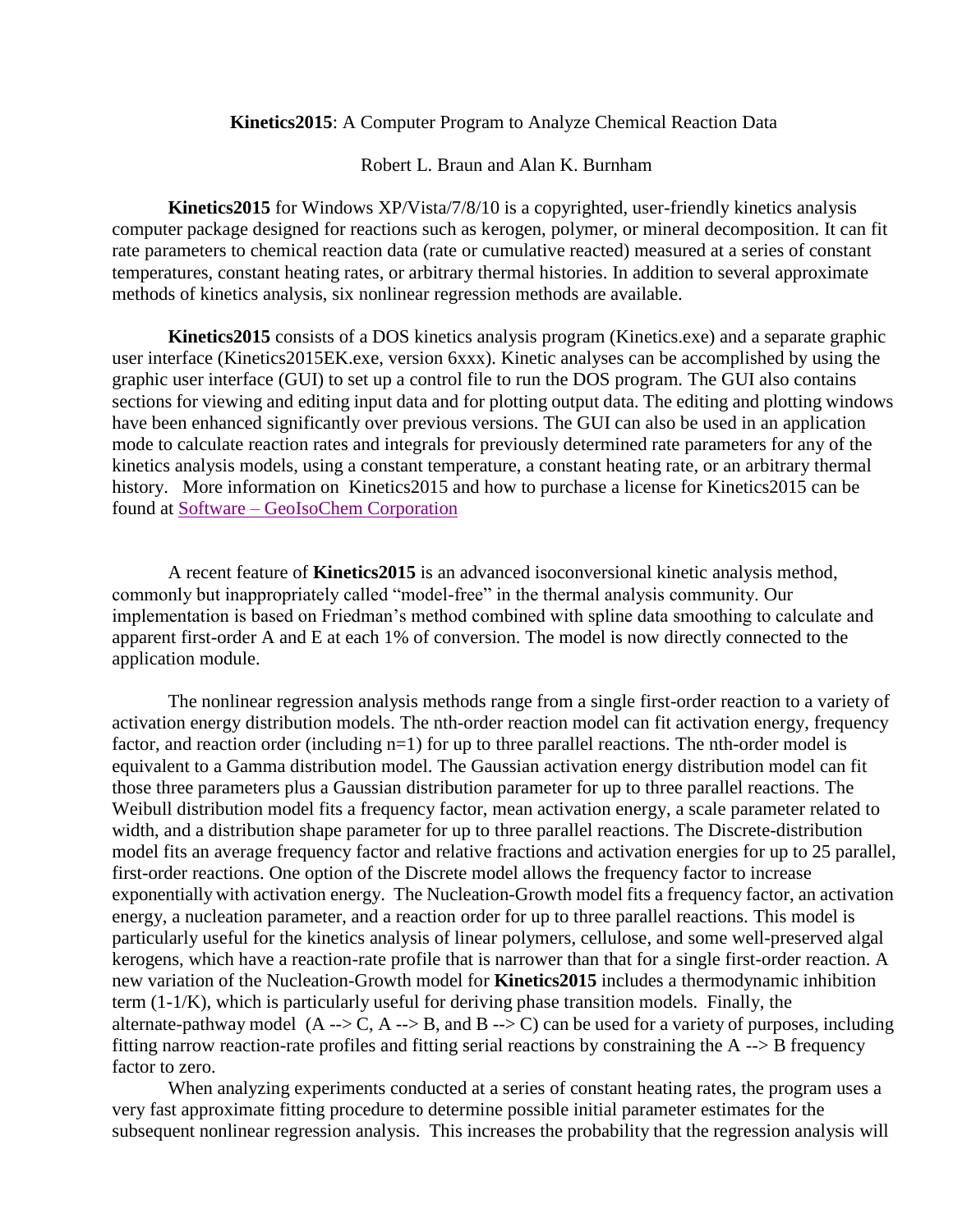**Kinetics2015**: A Computer Program to Analyze Chemical Reaction Data

Robert L. Braun and Alan K. Burnham

**Kinetics2015** for Windows XP/Vista/7/8/10 is a copyrighted, user-friendly kinetics analysis computer package designed for reactions such as kerogen, polymer, or mineral decomposition. It can fit rate parameters to chemical reaction data (rate or cumulative reacted) measured at a series of constant temperatures, constant heating rates, or arbitrary thermal histories. In addition to several approximate methods of kinetics analysis, six nonlinear regression methods are available.

**Kinetics2015** consists of a DOS kinetics analysis program (Kinetics.exe) and a separate graphic user interface (Kinetics2015EK.exe, version 6xxx). Kinetic analyses can be accomplished by using the graphic user interface (GUI) to set up a control file to run the DOS program. The GUI also contains sections for viewing and editing input data and for plotting output data. The editing and plotting windows have been enhanced significantly over previous versions. The GUI can also be used in an application mode to calculate reaction rates and integrals for previously determined rate parameters for any of the kinetics analysis models, using a constant temperature, a constant heating rate, or an arbitrary thermal history. More information on Kinetics2015 and how to purchase a license for Kinetics2015 can be found at Software – GeoIsoChem Corporation

A recent feature of **Kinetics2015** is an advanced isoconversional kinetic analysis method, commonly but inappropriately called "model-free" in the thermal analysis community. Our implementation is based on Friedman's method combined with spline data smoothing to calculate and apparent first-order A and E at each 1% of conversion. The model is now directly connected to the application module.

The nonlinear regression analysis methods range from a single first-order reaction to a variety of activation energy distribution models. The nth-order reaction model can fit activation energy, frequency factor, and reaction order (including n=1) for up to three parallel reactions. The nth-order model is equivalent to a Gamma distribution model. The Gaussian activation energy distribution model can fit those three parameters plus a Gaussian distribution parameter for up to three parallel reactions. The Weibull distribution model fits a frequency factor, mean activation energy, a scale parameter related to width, and a distribution shape parameter for up to three parallel reactions. The Discrete-distribution model fits an average frequency factor and relative fractions and activation energies for up to 25 parallel, first-order reactions. One option of the Discrete model allows the frequency factor to increase exponentially with activation energy. The Nucleation-Growth model fits a frequency factor, an activation energy, a nucleation parameter, and a reaction order for up to three parallel reactions. This model is particularly useful for the kinetics analysis of linear polymers, cellulose, and some well-preserved algal kerogens, which have a reaction-rate profile that is narrower than that for a single first-order reaction. A new variation of the Nucleation-Growth model for **Kinetics2015** includes a thermodynamic inhibition term (1-1/K), which is particularly useful for deriving phase transition models. Finally, the alternate-pathway model (A --> C, A --> B, and B --> C) can be used for a variety of purposes, including fitting narrow reaction-rate profiles and fitting serial reactions by constraining the A --> B frequency factor to zero.

When analyzing experiments conducted at a series of constant heating rates, the program uses a very fast approximate fitting procedure to determine possible initial parameter estimates for the subsequent nonlinear regression analysis. This increases the probability that the regression analysis will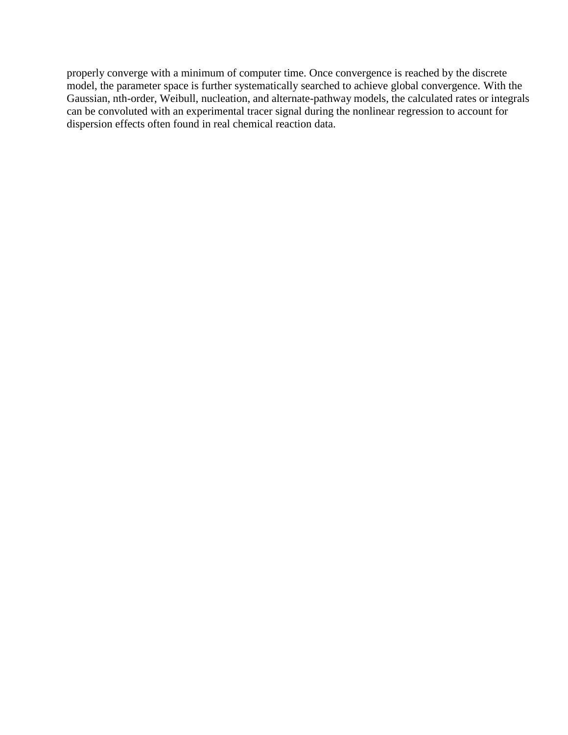properly converge with a minimum of computer time. Once convergence is reached by the discrete model, the parameter space is further systematically searched to achieve global convergence. With the Gaussian, nth-order, Weibull, nucleation, and alternate-pathway models, the calculated rates or integrals can be convoluted with an experimental tracer signal during the nonlinear regression to account for dispersion effects often found in real chemical reaction data.